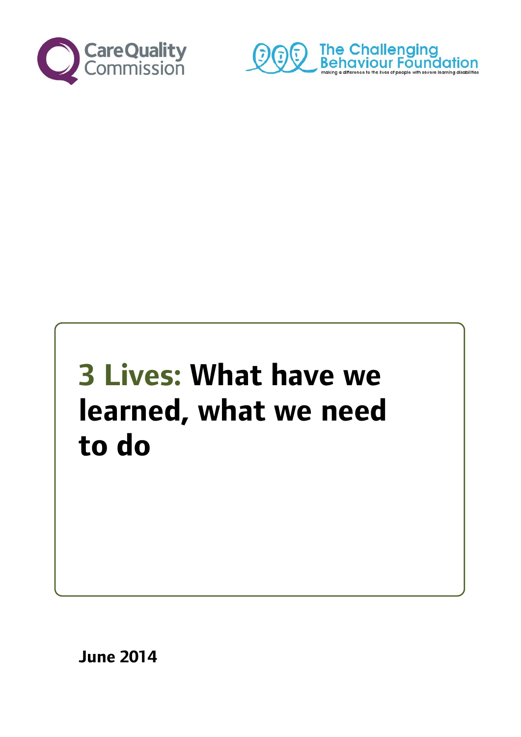Care Quality Commission

The Challenging Behaviour Foundation

making a difference to the lives of people with severe learning disabilities

# 3 Lives: What have we learned, what we need to do

**June 2014**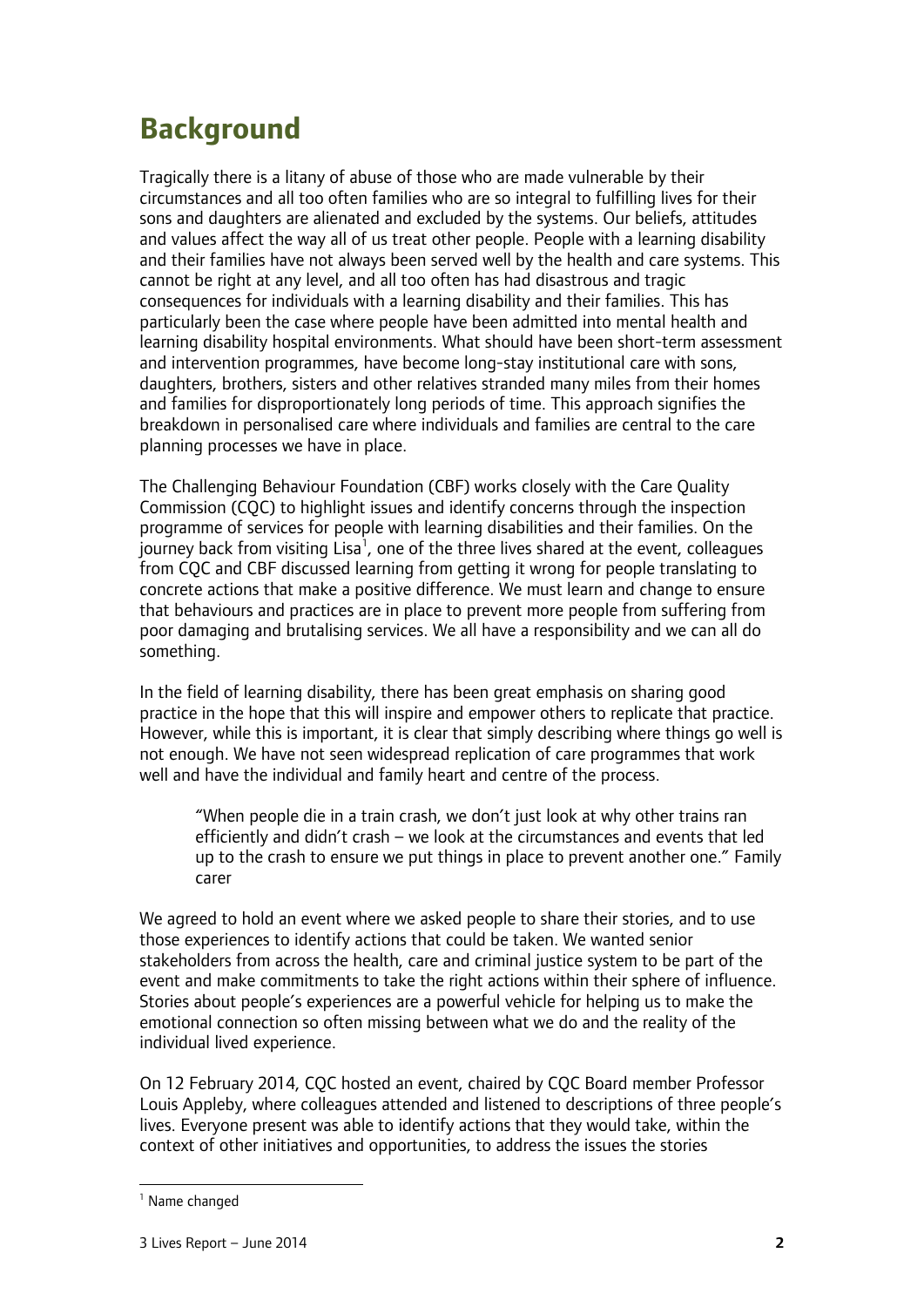# Background

Tragically there is a litany of abuse of those who are made vulnerable by their circumstances and all too often families who are so integral to fulfilling lives for their sons and daughters are alienated and excluded by the systems. Our beliefs, attitudes and values affect the way all of us treat other people. People with a learning disability and their families have not always been served well by the health and care systems. This cannot be right at any level, and all too often has had disastrous and tragic consequences for individuals with a learning disability and their families. This has particularly been the case where people have been admitted into mental health and learning disability hospital environments. What should have been short-term assessment and intervention programmes, have become long-stay institutional care with sons, daughters, brothers, sisters and other relatives stranded many miles from their homes and families for disproportionately long periods of time. This approach signifies the breakdown in personalised care where individuals and families are central to the care planning processes we have in place.

The Challenging Behaviour Foundation (CBF) works closely with the Care Quality Commission (CQC) to highlight issues and identify concerns through the inspection programme of services for people with learning disabilities and their families. On the journey back from visiting Lisa[1], one of the three lives shared at the event, colleagues from CQC and CBF discussed learning from getting it wrong for people translating to concrete actions that make a positive difference. We must learn and change to ensure that behaviours and practices are in place to prevent more people from suffering from poor damaging and brutalising services. We all have a responsibility and we can all do something.

In the field of learning disability, there has been great emphasis on sharing good practice in the hope that this will inspire and empower others to replicate that practice. However, while this is important, it is clear that simply describing where things go well is not enough. We have not seen widespread replication of care programmes that work well and have the individual and family heart and centre of the process.

> "When people die in a train crash, we don't just look at why other trains ran efficiently and didn't crash – we look at the circumstances and events that led up to the crash to ensure we put things in place to prevent another one." Family carer

We agreed to hold an event where we asked people to share their stories, and to use those experiences to identify actions that could be taken. We wanted senior stakeholders from across the health, care and criminal justice system to be part of the event and make commitments to take the right actions within their sphere of influence. Stories about people's experiences are a powerful vehicle for helping us to make the emotional connection so often missing between what we do and the reality of the individual lived experience.

On 12 February 2014, CQC hosted an event, chaired by CQC Board member Professor Louis Appleby, where colleagues attended and listened to descriptions of three people's lives. Everyone present was able to identify actions that they would take, within the context of other initiatives and opportunities, to address the issues the stories

[1] Name changed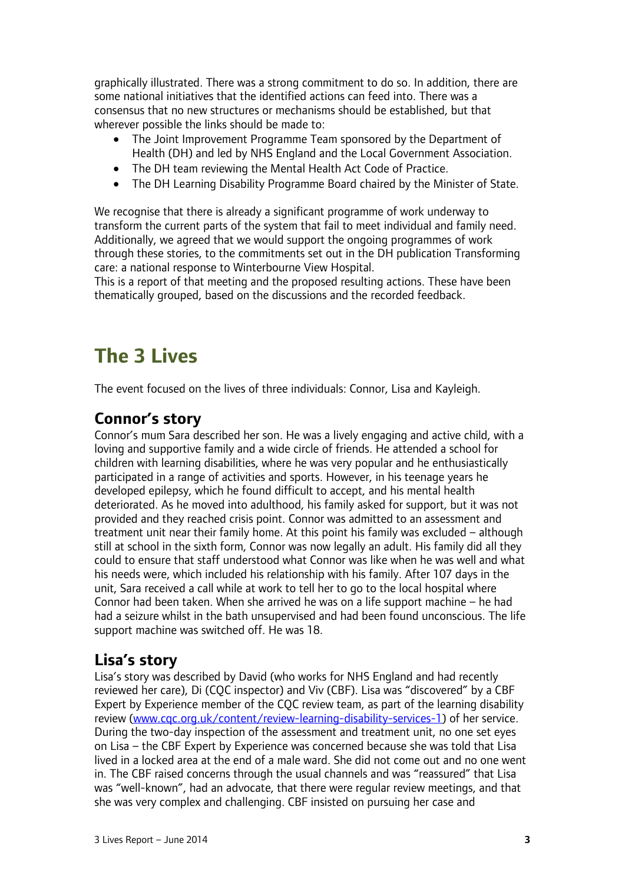graphically illustrated. There was a strong commitment to do so. In addition, there are some national initiatives that the identified actions can feed into. There was a consensus that no new structures or mechanisms should be established, but that wherever possible the links should be made to:

- The Joint Improvement Programme Team sponsored by the Department of Health (DH) and led by NHS England and the Local Government Association.
- The DH team reviewing the Mental Health Act Code of Practice.
- The DH Learning Disability Programme Board chaired by the Minister of State.

We recognise that there is already a significant programme of work underway to transform the current parts of the system that fail to meet individual and family need. Additionally, we agreed that we would support the ongoing programmes of work through these stories, to the commitments set out in the DH publication Transforming care: a national response to Winterbourne View Hospital.

This is a report of that meeting and the proposed resulting actions. These have been thematically grouped, based on the discussions and the recorded feedback.

# The 3 Lives

The event focused on the lives of three individuals: Connor, Lisa and Kayleigh.

## Connor's story

Connor's mum Sara described her son. He was a lively engaging and active child, with a loving and supportive family and a wide circle of friends. He attended a school for children with learning disabilities, where he was very popular and he enthusiastically participated in a range of activities and sports. However, in his teenage years he developed epilepsy, which he found difficult to accept, and his mental health deteriorated. As he moved into adulthood, his family asked for support, but it was not provided and they reached crisis point. Connor was admitted to an assessment and treatment unit near their family home. At this point his family was excluded – although still at school in the sixth form, Connor was now legally an adult. His family did all they could to ensure that staff understood what Connor was like when he was well and what his needs were, which included his relationship with his family. After 107 days in the unit, Sara received a call while at work to tell her to go to the local hospital where Connor had been taken. When she arrived he was on a life support machine – he had had a seizure whilst in the bath unsupervised and had been found unconscious. The life support machine was switched off. He was 18.

## Lisa's story

Lisa's story was described by David (who works for NHS England and had recently reviewed her care), Di (CQC inspector) and Viv (CBF). Lisa was "discovered" by a CBF Expert by Experience member of the CQC review team, as part of the learning disability review (www.cqc.org.uk/content/review-learning-disability-services-1) of her service. During the two-day inspection of the assessment and treatment unit, no one set eyes on Lisa – the CBF Expert by Experience was concerned because she was told that Lisa lived in a locked area at the end of a male ward. She did not come out and no one went in. The CBF raised concerns through the usual channels and was "reassured" that Lisa was "well-known", had an advocate, that there were regular review meetings, and that she was very complex and challenging. CBF insisted on pursuing her case and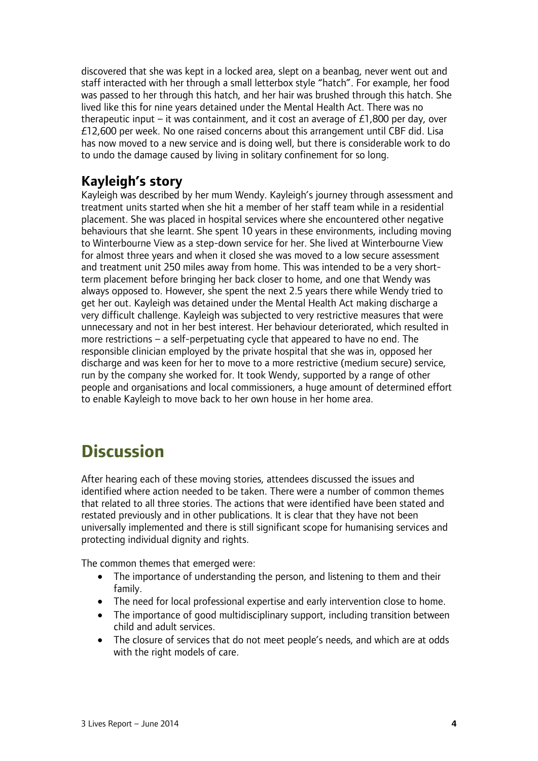discovered that she was kept in a locked area, slept on a beanbag, never went out and staff interacted with her through a small letterbox style "hatch". For example, her food was passed to her through this hatch, and her hair was brushed through this hatch. She lived like this for nine years detained under the Mental Health Act. There was no therapeutic input – it was containment, and it cost an average of £1,800 per day, over £12,600 per week. No one raised concerns about this arrangement until CBF did. Lisa has now moved to a new service and is doing well, but there is considerable work to do to undo the damage caused by living in solitary confinement for so long.

### Kayleigh's story

Kayleigh was described by her mum Wendy. Kayleigh's journey through assessment and treatment units started when she hit a member of her staff team while in a residential placement. She was placed in hospital services where she encountered other negative behaviours that she learnt. She spent 10 years in these environments, including moving to Winterbourne View as a step-down service for her. She lived at Winterbourne View for almost three years and when it closed she was moved to a low secure assessment and treatment unit 250 miles away from home. This was intended to be a very short-term placement before bringing her back closer to home, and one that Wendy was always opposed to. However, she spent the next 2.5 years there while Wendy tried to get her out. Kayleigh was detained under the Mental Health Act making discharge a very difficult challenge. Kayleigh was subjected to very restrictive measures that were unnecessary and not in her best interest. Her behaviour deteriorated, which resulted in more restrictions – a self-perpetuating cycle that appeared to have no end. The responsible clinician employed by the private hospital that she was in, opposed her discharge and was keen for her to move to a more restrictive (medium secure) service, run by the company she worked for. It took Wendy, supported by a range of other people and organisations and local commissioners, a huge amount of determined effort to enable Kayleigh to move back to her own house in her home area.

## Discussion

After hearing each of these moving stories, attendees discussed the issues and identified where action needed to be taken. There were a number of common themes that related to all three stories. The actions that were identified have been stated and restated previously and in other publications. It is clear that they have not been universally implemented and there is still significant scope for humanising services and protecting individual dignity and rights.

The common themes that emerged were:

- The importance of understanding the person, and listening to them and their family.
- The need for local professional expertise and early intervention close to home.
- The importance of good multidisciplinary support, including transition between child and adult services.
- The closure of services that do not meet people's needs, and which are at odds with the right models of care.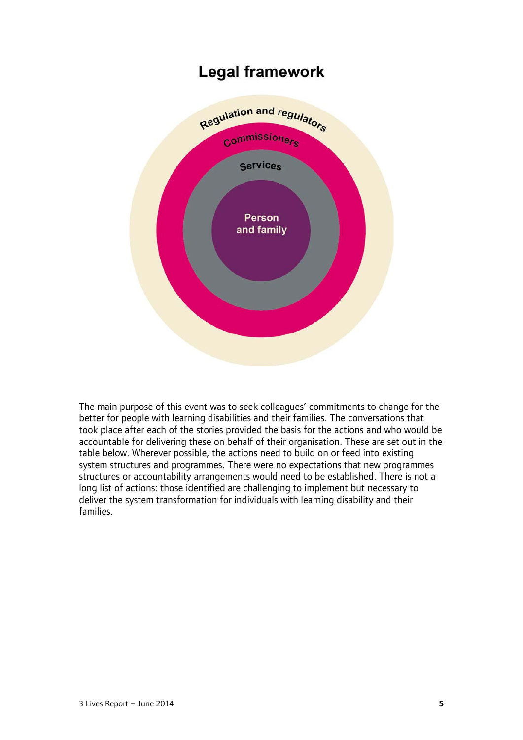## Legal framework

Regulation and regulators

Commissioners

Services

Person and family

The main purpose of this event was to seek colleagues' commitments to change for the better for people with learning disabilities and their families. The conversations that took place after each of the stories provided the basis for the actions and who would be accountable for delivering these on behalf of their organisation. These are set out in the table below. Wherever possible, the actions need to build on or feed into existing system structures and programmes. There were no expectations that new programmes structures or accountability arrangements would need to be established. There is not a long list of actions: those identified are challenging to implement but necessary to deliver the system transformation for individuals with learning disability and their families.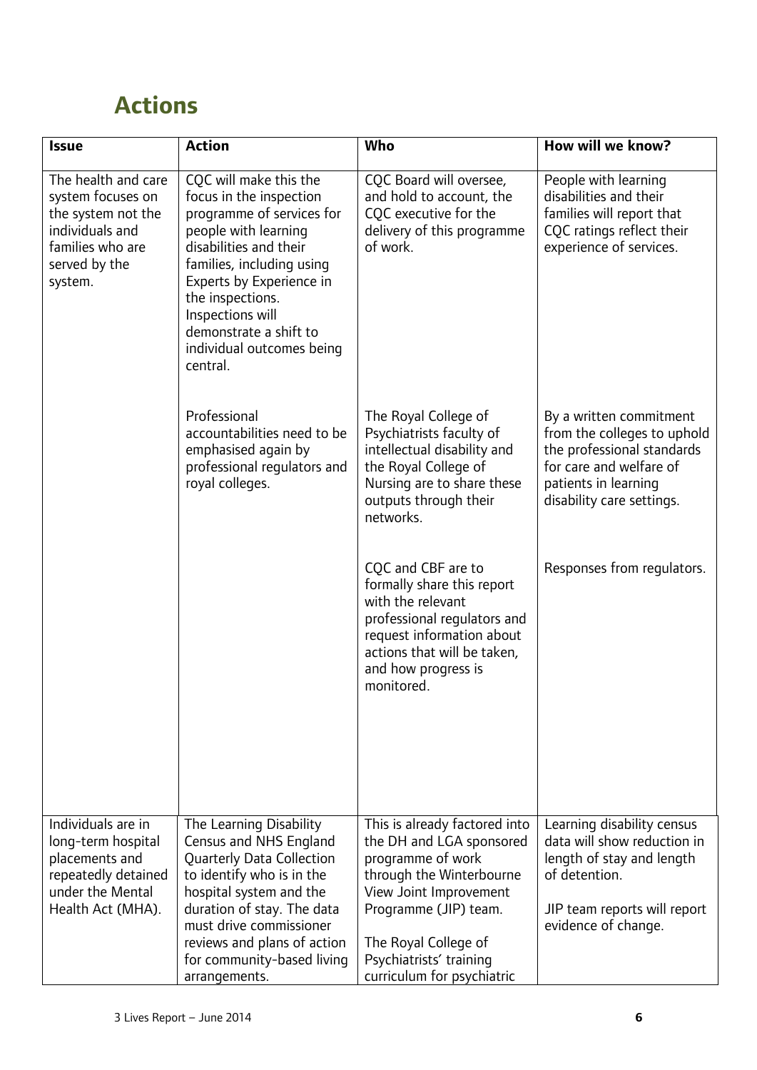## Actions

| Issue | Action | Who | How will we know? |
|---|---|---|---|
| The health and care system focuses on the system not the individuals and families who are served by the system. | CQC will make this the focus in the inspection programme of services for people with learning disabilities and their families, including using Experts by Experience in the inspections. Inspections will demonstrate a shift to individual outcomes being central. | CQC Board will oversee, and hold to account, the CQC executive for the delivery of this programme of work. | People with learning disabilities and their families will report that CQC ratings reflect their experience of services. |
| | Professional accountabilities need to be emphasised again by professional regulators and royal colleges. | The Royal College of Psychiatrists faculty of intellectual disability and the Royal College of Nursing are to share these outputs through their networks. | By a written commitment from the colleges to uphold the professional standards for care and welfare of patients in learning disability care settings. |
| | | CQC and CBF are to formally share this report with the relevant professional regulators and request information about actions that will be taken, and how progress is monitored. | Responses from regulators. |
| Individuals are in long-term hospital placements and repeatedly detained under the Mental Health Act (MHA). | The Learning Disability Census and NHS England Quarterly Data Collection to identify who is in the hospital system and the duration of stay. The data must drive commissioner reviews and plans of action for community-based living arrangements. | This is already factored into the DH and LGA sponsored programme of work through the Winterbourne View Joint Improvement Programme (JIP) team.<br><br>The Royal College of Psychiatrists' training curriculum for psychiatric | Learning disability census data will show reduction in length of stay and length of detention.<br><br>JIP team reports will report evidence of change. |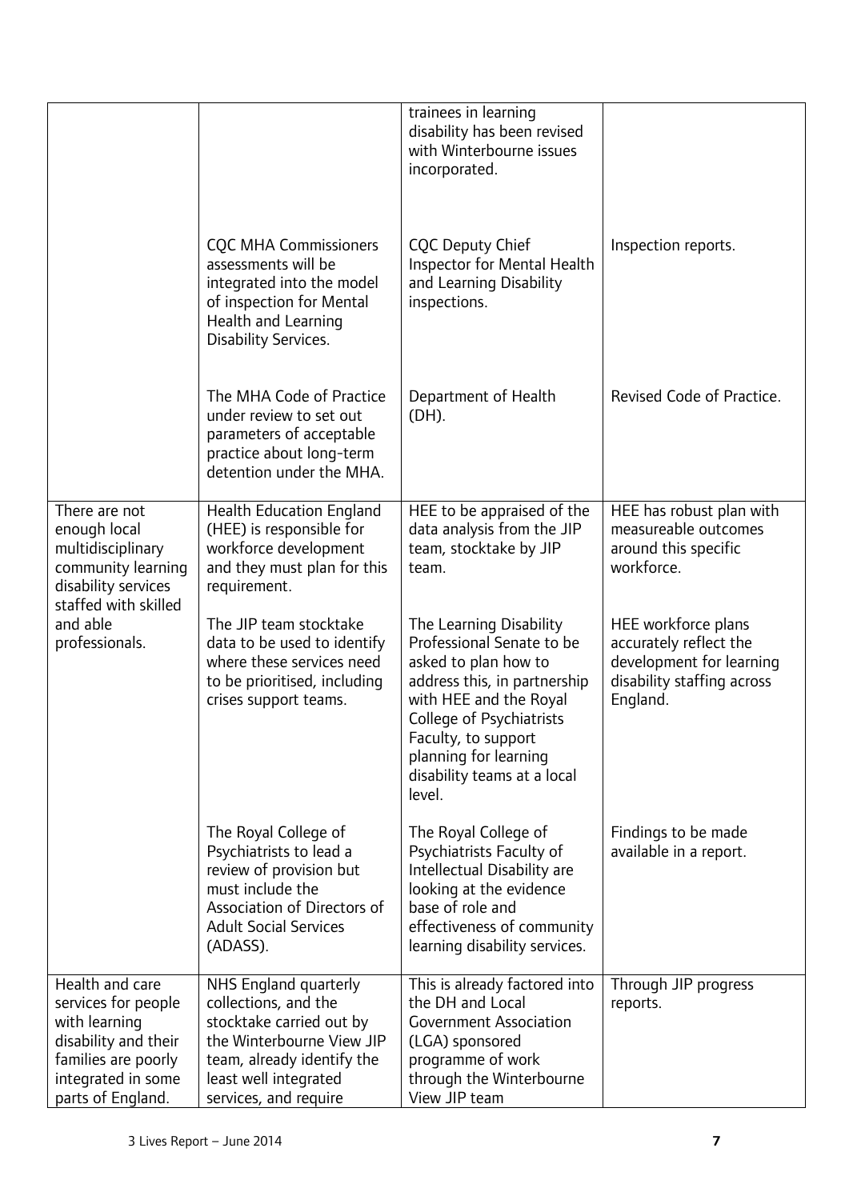| | | trainees in learning disability has been revised with Winterbourne issues incorporated. | |
|---|---|---|---|
| | CQC MHA Commissioners assessments will be integrated into the model of inspection for Mental Health and Learning Disability Services. | CQC Deputy Chief Inspector for Mental Health and Learning Disability inspections. | Inspection reports. |
| | The MHA Code of Practice under review to set out parameters of acceptable practice about long-term detention under the MHA. | Department of Health (DH). | Revised Code of Practice. |
| There are not enough local multidisciplinary community learning disability services staffed with skilled and able professionals. | Health Education England (HEE) is responsible for workforce development and they must plan for this requirement. | HEE to be appraised of the data analysis from the JIP team, stocktake by JIP team. | HEE has robust plan with measureable outcomes around this specific workforce. |
| | The JIP team stocktake data to be used to identify where these services need to be prioritised, including crises support teams. | The Learning Disability Professional Senate to be asked to plan how to address this, in partnership with HEE and the Royal College of Psychiatrists Faculty, to support planning for learning disability teams at a local level. | HEE workforce plans accurately reflect the development for learning disability staffing across England. |
| | The Royal College of Psychiatrists to lead a review of provision but must include the Association of Directors of Adult Social Services (ADASS). | The Royal College of Psychiatrists Faculty of Intellectual Disability are looking at the evidence base of role and effectiveness of community learning disability services. | Findings to be made available in a report. |
| Health and care services for people with learning disability and their families are poorly integrated in some parts of England. | NHS England quarterly collections, and the stocktake carried out by the Winterbourne View JIP team, already identify the least well integrated services, and require | This is already factored into the DH and Local Government Association (LGA) sponsored programme of work through the Winterbourne View JIP team | Through JIP progress reports. |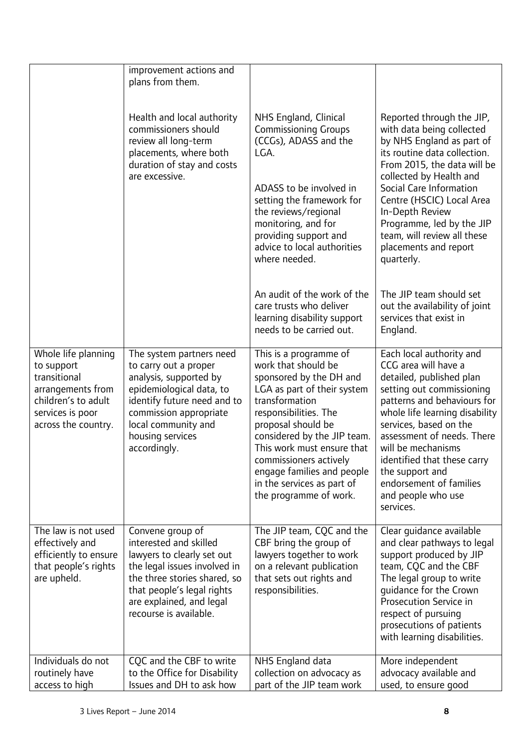|  |  |  |  |
|---|---|---|---|
|  | improvement actions and plans from them.<br><br>Health and local authority commissioners should review all long-term placements, where both duration of stay and costs are excessive. | NHS England, Clinical Commissioning Groups (CCGs), ADASS and the LGA.<br><br>ADASS to be involved in setting the framework for the reviews/regional monitoring, and for providing support and advice to local authorities where needed.<br><br>An audit of the work of the care trusts who deliver learning disability support needs to be carried out. | Reported through the JIP, with data being collected by NHS England as part of its routine data collection. From 2015, the data will be collected by Health and Social Care Information Centre (HSCIC) Local Area In-Depth Review Programme, led by the JIP team, will review all these placements and report quarterly.<br><br>The JIP team should set out the availability of joint services that exist in England. |
| Whole life planning to support transitional arrangements from children's to adult services is poor across the country. | The system partners need to carry out a proper analysis, supported by epidemiological data, to identify future need and to commission appropriate local community and housing services accordingly. | This is a programme of work that should be sponsored by the DH and LGA as part of their system transformation responsibilities. The proposal should be considered by the JIP team. This work must ensure that commissioners actively engage families and people in the services as part of the programme of work. | Each local authority and CCG area will have a detailed, published plan setting out commissioning patterns and behaviours for whole life learning disability services, based on the assessment of needs. There will be mechanisms identified that these carry the support and endorsement of families and people who use services. |
| The law is not used effectively and efficiently to ensure that people's rights are upheld. | Convene group of interested and skilled lawyers to clearly set out the legal issues involved in the three stories shared, so that people's legal rights are explained, and legal recourse is available. | The JIP team, CQC and the CBF bring the group of lawyers together to work on a relevant publication that sets out rights and responsibilities. | Clear guidance available and clear pathways to legal support produced by JIP team, CQC and the CBF The legal group to write guidance for the Crown Prosecution Service in respect of pursuing prosecutions of patients with learning disabilities. |
| Individuals do not routinely have access to high | CQC and the CBF to write to the Office for Disability Issues and DH to ask how | NHS England data collection on advocacy as part of the JIP team work | More independent advocacy available and used, to ensure good |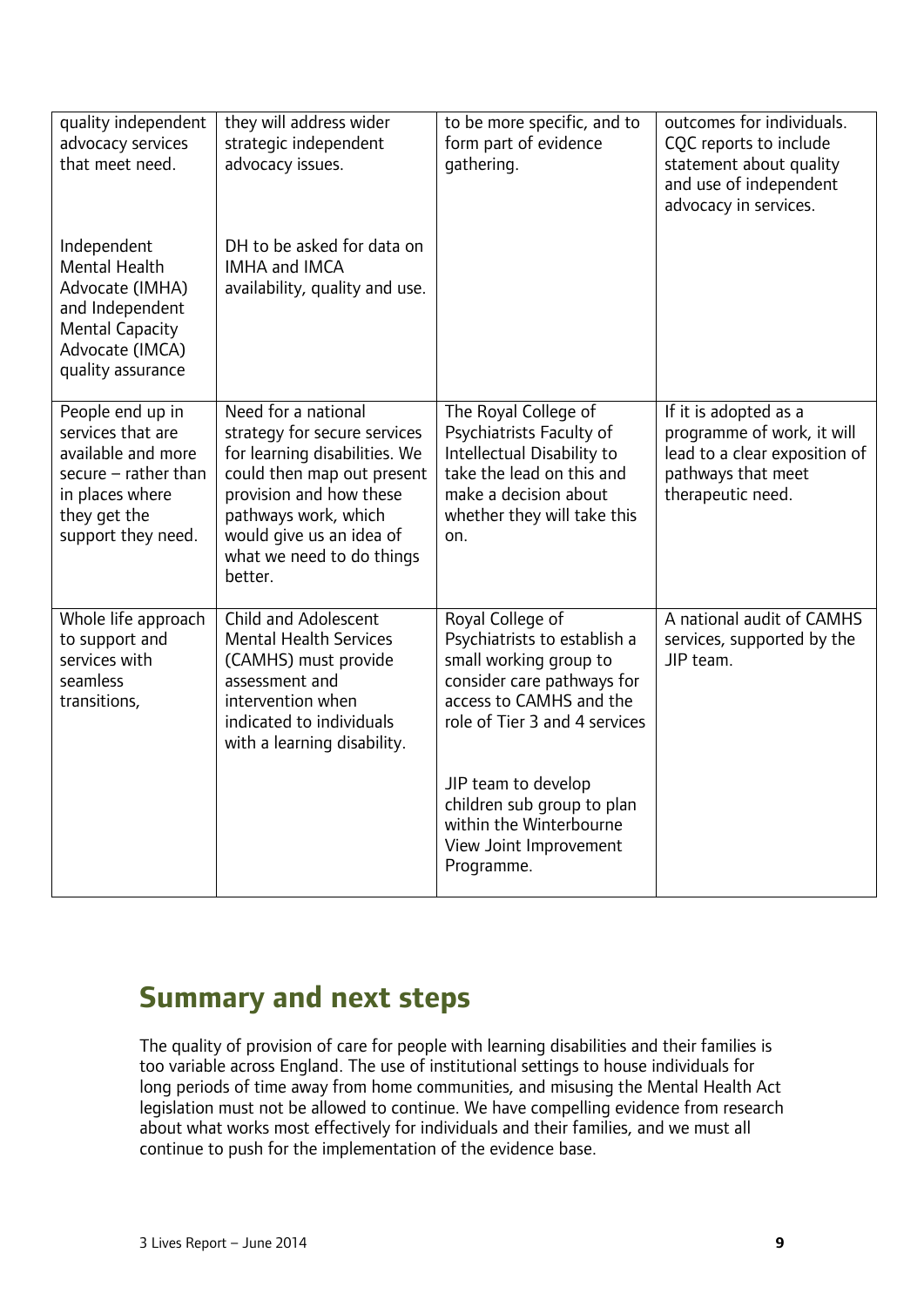| | | | |
|---|---|---|---|
| quality independent advocacy services that meet need.<br><br>Independent Mental Health Advocate (IMHA) and Independent Mental Capacity Advocate (IMCA) quality assurance | they will address wider strategic independent advocacy issues.<br><br>DH to be asked for data on IMHA and IMCA availability, quality and use. | to be more specific, and to form part of evidence gathering. | outcomes for individuals. CQC reports to include statement about quality and use of independent advocacy in services. |
| People end up in services that are available and more secure – rather than in places where they get the support they need. | Need for a national strategy for secure services for learning disabilities. We could then map out present provision and how these pathways work, which would give us an idea of what we need to do things better. | The Royal College of Psychiatrists Faculty of Intellectual Disability to take the lead on this and make a decision about whether they will take this on. | If it is adopted as a programme of work, it will lead to a clear exposition of pathways that meet therapeutic need. |
| Whole life approach to support and services with seamless transitions, | Child and Adolescent Mental Health Services (CAMHS) must provide assessment and intervention when indicated to individuals with a learning disability. | Royal College of Psychiatrists to establish a small working group to consider care pathways for access to CAMHS and the role of Tier 3 and 4 services<br><br>JIP team to develop children sub group to plan within the Winterbourne View Joint Improvement Programme. | A national audit of CAMHS services, supported by the JIP team. |

## Summary and next steps

The quality of provision of care for people with learning disabilities and their families is too variable across England. The use of institutional settings to house individuals for long periods of time away from home communities, and misusing the Mental Health Act legislation must not be allowed to continue. We have compelling evidence from research about what works most effectively for individuals and their families, and we must all continue to push for the implementation of the evidence base.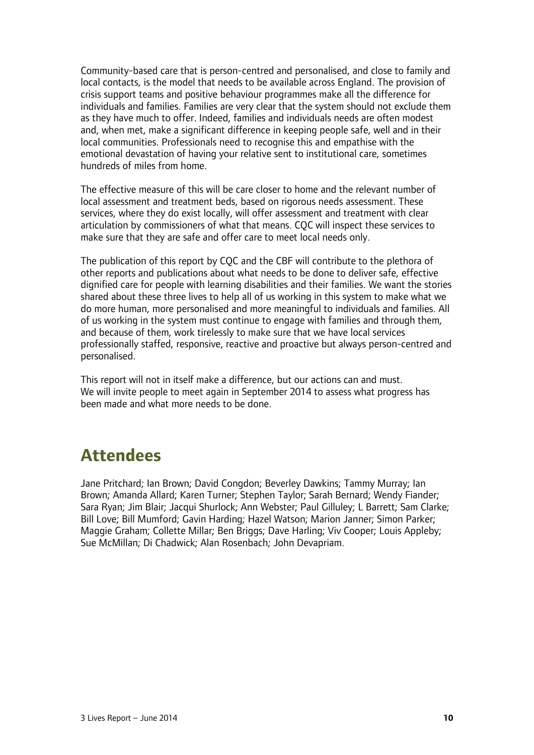Community-based care that is person-centred and personalised, and close to family and local contacts, is the model that needs to be available across England. The provision of crisis support teams and positive behaviour programmes make all the difference for individuals and families. Families are very clear that the system should not exclude them as they have much to offer. Indeed, families and individuals needs are often modest and, when met, make a significant difference in keeping people safe, well and in their local communities. Professionals need to recognise this and empathise with the emotional devastation of having your relative sent to institutional care, sometimes hundreds of miles from home.

The effective measure of this will be care closer to home and the relevant number of local assessment and treatment beds, based on rigorous needs assessment. These services, where they do exist locally, will offer assessment and treatment with clear articulation by commissioners of what that means. CQC will inspect these services to make sure that they are safe and offer care to meet local needs only.

The publication of this report by CQC and the CBF will contribute to the plethora of other reports and publications about what needs to be done to deliver safe, effective dignified care for people with learning disabilities and their families. We want the stories shared about these three lives to help all of us working in this system to make what we do more human, more personalised and more meaningful to individuals and families. All of us working in the system must continue to engage with families and through them, and because of them, work tirelessly to make sure that we have local services professionally staffed, responsive, reactive and proactive but always person-centred and personalised.

This report will not in itself make a difference, but our actions can and must. We will invite people to meet again in September 2014 to assess what progress has been made and what more needs to be done.

## Attendees

Jane Pritchard; Ian Brown; David Congdon; Beverley Dawkins; Tammy Murray; Ian Brown; Amanda Allard; Karen Turner; Stephen Taylor; Sarah Bernard; Wendy Fiander; Sara Ryan; Jim Blair; Jacqui Shurlock; Ann Webster; Paul Gilluley; L Barrett; Sam Clarke; Bill Love; Bill Mumford; Gavin Harding; Hazel Watson; Marion Janner; Simon Parker; Maggie Graham; Collette Millar; Ben Briggs; Dave Harling; Viv Cooper; Louis Appleby; Sue McMillan; Di Chadwick; Alan Rosenbach; John Devapriam.